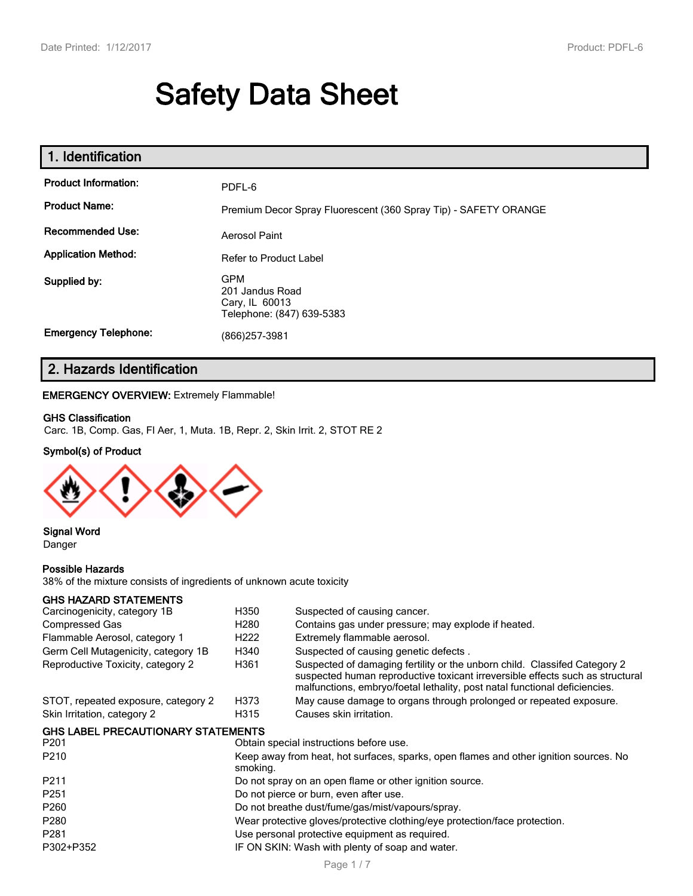# Safety Data Sheet

## 1. Identification

| | |
|---|---|
| **Product Information:** | PDFL-6 |
| **Product Name:** | Premium Decor Spray Fluorescent (360 Spray Tip) - SAFETY ORANGE |
| **Recommended Use:** | Aerosol Paint |
| **Application Method:** | Refer to Product Label |
| **Supplied by:** | GPM<br>201 Jandus Road<br>Cary, IL 60013<br>Telephone: (847) 639-5383 |
| **Emergency Telephone:** | (866)257-3981 |

## 2. Hazards Identification

**EMERGENCY OVERVIEW:** Extremely Flammable!

**GHS Classification**

Carc. 1B, Comp. Gas, Fl Aer, 1, Muta. 1B, Repr. 2, Skin Irrit. 2, STOT RE 2

**Symbol(s) of Product**

**Signal Word**

Danger

**Possible Hazards**

38% of the mixture consists of ingredients of unknown acute toxicity

**GHS HAZARD STATEMENTS**

| | | |
|---|---|---|
| Carcinogenicity, category 1B | H350 | Suspected of causing cancer. |
| Compressed Gas | H280 | Contains gas under pressure; may explode if heated. |
| Flammable Aerosol, category 1 | H222 | Extremely flammable aerosol. |
| Germ Cell Mutagenicity, category 1B | H340 | Suspected of causing genetic defects . |
| Reproductive Toxicity, category 2 | H361 | Suspected of damaging fertility or the unborn child. Classifed Category 2 suspected human reproductive toxicant irreversible effects such as structural malfunctions, embryo/foetal lethality, post natal functional deficiencies. |
| STOT, repeated exposure, category 2 | H373 | May cause damage to organs through prolonged or repeated exposure. |
| Skin Irritation, category 2 | H315 | Causes skin irritation. |

**GHS LABEL PRECAUTIONARY STATEMENTS**

| | |
|---|---|
| P201 | Obtain special instructions before use. |
| P210 | Keep away from heat, hot surfaces, sparks, open flames and other ignition sources. No smoking. |
| P211 | Do not spray on an open flame or other ignition source. |
| P251 | Do not pierce or burn, even after use. |
| P260 | Do not breathe dust/fume/gas/mist/vapours/spray. |
| P280 | Wear protective gloves/protective clothing/eye protection/face protection. |
| P281 | Use personal protective equipment as required. |
| P302+P352 | IF ON SKIN: Wash with plenty of soap and water. |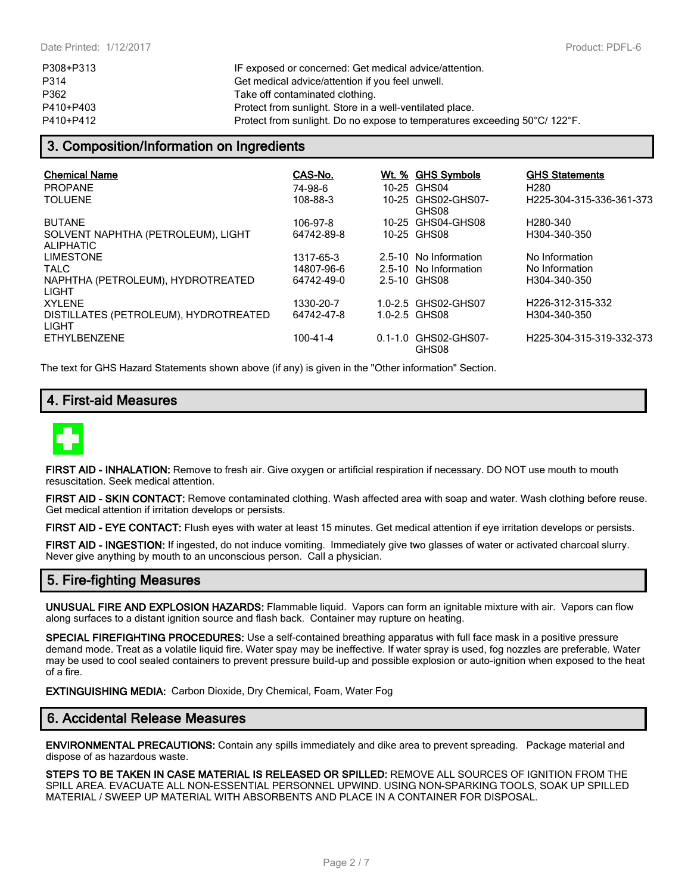| | |
|---|---|
| P308+P313 | IF exposed or concerned: Get medical advice/attention. |
| P314 | Get medical advice/attention if you feel unwell. |
| P362 | Take off contaminated clothing. |
| P410+P403 | Protect from sunlight. Store in a well-ventilated place. |
| P410+P412 | Protect from sunlight. Do no expose to temperatures exceeding 50°C/ 122°F. |

## 3. Composition/Information on Ingredients

| Chemical Name | CAS-No. | Wt. % | GHS Symbols | GHS Statements |
|---|---|---|---|---|
| PROPANE | 74-98-6 | 10-25 | GHS04 | H280 |
| TOLUENE | 108-88-3 | 10-25 | GHS02-GHS07-GHS08 | H225-304-315-336-361-373 |
| BUTANE | 106-97-8 | 10-25 | GHS04-GHS08 | H280-340 |
| SOLVENT NAPHTHA (PETROLEUM), LIGHT ALIPHATIC | 64742-89-8 | 10-25 | GHS08 | H304-340-350 |
| LIMESTONE | 1317-65-3 | 2.5-10 | No Information | No Information |
| TALC | 14807-96-6 | 2.5-10 | No Information | No Information |
| NAPHTHA (PETROLEUM), HYDROTREATED LIGHT | 64742-49-0 | 2.5-10 | GHS08 | H304-340-350 |
| XYLENE | 1330-20-7 | 1.0-2.5 | GHS02-GHS07 | H226-312-315-332 |
| DISTILLATES (PETROLEUM), HYDROTREATED LIGHT | 64742-47-8 | 1.0-2.5 | GHS08 | H304-340-350 |
| ETHYLBENZENE | 100-41-4 | 0.1-1.0 | GHS02-GHS07-GHS08 | H225-304-315-319-332-373 |

The text for GHS Hazard Statements shown above (if any) is given in the "Other information" Section.

## 4. First-aid Measures

**FIRST AID - INHALATION:** Remove to fresh air. Give oxygen or artificial respiration if necessary. DO NOT use mouth to mouth resuscitation. Seek medical attention.

**FIRST AID - SKIN CONTACT:** Remove contaminated clothing. Wash affected area with soap and water. Wash clothing before reuse. Get medical attention if irritation develops or persists.

**FIRST AID - EYE CONTACT:** Flush eyes with water at least 15 minutes. Get medical attention if eye irritation develops or persists.

**FIRST AID - INGESTION:** If ingested, do not induce vomiting. Immediately give two glasses of water or activated charcoal slurry. Never give anything by mouth to an unconscious person. Call a physician.

## 5. Fire-fighting Measures

**UNUSUAL FIRE AND EXPLOSION HAZARDS:** Flammable liquid. Vapors can form an ignitable mixture with air. Vapors can flow along surfaces to a distant ignition source and flash back. Container may rupture on heating.

**SPECIAL FIREFIGHTING PROCEDURES:** Use a self-contained breathing apparatus with full face mask in a positive pressure demand mode. Treat as a volatile liquid fire. Water spray may be ineffective. If water spray is used, fog nozzles are preferable. Water may be used to cool sealed containers to prevent pressure build-up and possible explosion or auto-ignition when exposed to the heat of a fire.

**EXTINGUISHING MEDIA:** Carbon Dioxide, Dry Chemical, Foam, Water Fog

## 6. Accidental Release Measures

**ENVIRONMENTAL PRECAUTIONS:** Contain any spills immediately and dike area to prevent spreading. Package material and dispose of as hazardous waste.

**STEPS TO BE TAKEN IN CASE MATERIAL IS RELEASED OR SPILLED:** REMOVE ALL SOURCES OF IGNITION FROM THE SPILL AREA. EVACUATE ALL NON-ESSENTIAL PERSONNEL UPWIND. USING NON-SPARKING TOOLS, SOAK UP SPILLED MATERIAL / SWEEP UP MATERIAL WITH ABSORBENTS AND PLACE IN A CONTAINER FOR DISPOSAL.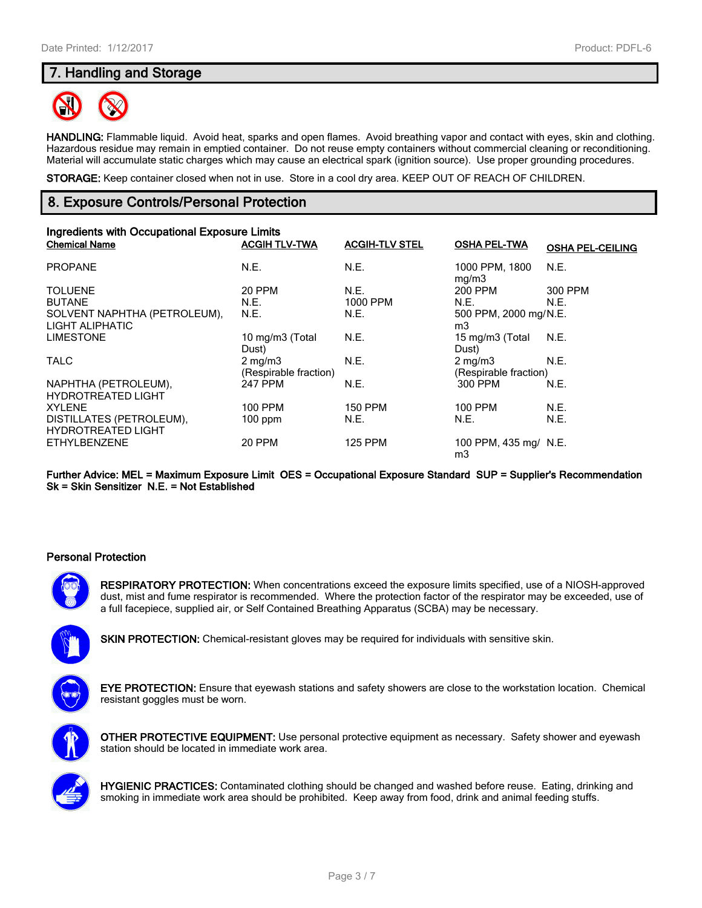## 7. Handling and Storage

**HANDLING:** Flammable liquid. Avoid heat, sparks and open flames. Avoid breathing vapor and contact with eyes, skin and clothing. Hazardous residue may remain in emptied container. Do not reuse empty containers without commercial cleaning or reconditioning. Material will accumulate static charges which may cause an electrical spark (ignition source). Use proper grounding procedures.

**STORAGE:** Keep container closed when not in use. Store in a cool dry area. KEEP OUT OF REACH OF CHILDREN.

## 8. Exposure Controls/Personal Protection

### Ingredients with Occupational Exposure Limits

| Chemical Name | ACGIH TLV-TWA | ACGIH-TLV STEL | OSHA PEL-TWA | OSHA PEL-CEILING |
|---|---|---|---|---|
| PROPANE | N.E. | N.E. | 1000 PPM, 1800 mg/m3 | N.E. |
| TOLUENE | 20 PPM | N.E. | 200 PPM | 300 PPM |
| BUTANE | N.E. | 1000 PPM | N.E. | N.E. |
| SOLVENT NAPHTHA (PETROLEUM), LIGHT ALIPHATIC | N.E. | N.E. | 500 PPM, 2000 mg/m3 | N.E. |
| LIMESTONE | 10 mg/m3 (Total Dust) | N.E. | 15 mg/m3 (Total Dust) | N.E. |
| TALC | 2 mg/m3 (Respirable fraction) | N.E. | 2 mg/m3 (Respirable fraction) | N.E. |
| NAPHTHA (PETROLEUM), HYDROTREATED LIGHT | 247 PPM | N.E. | 300 PPM | N.E. |
| XYLENE | 100 PPM | 150 PPM | 100 PPM | N.E. |
| DISTILLATES (PETROLEUM), HYDROTREATED LIGHT | 100 ppm | N.E. | N.E. | N.E. |
| ETHYLBENZENE | 20 PPM | 125 PPM | 100 PPM, 435 mg/m3 | N.E. |

**Further Advice: MEL = Maximum Exposure Limit OES = Occupational Exposure Standard SUP = Supplier's Recommendation Sk = Skin Sensitizer N.E. = Not Established**

### Personal Protection

**RESPIRATORY PROTECTION:** When concentrations exceed the exposure limits specified, use of a NIOSH-approved dust, mist and fume respirator is recommended. Where the protection factor of the respirator may be exceeded, use of a full facepiece, supplied air, or Self Contained Breathing Apparatus (SCBA) may be necessary.

**SKIN PROTECTION:** Chemical-resistant gloves may be required for individuals with sensitive skin.

**EYE PROTECTION:** Ensure that eyewash stations and safety showers are close to the workstation location. Chemical resistant goggles must be worn.

**OTHER PROTECTIVE EQUIPMENT:** Use personal protective equipment as necessary. Safety shower and eyewash station should be located in immediate work area.

**HYGIENIC PRACTICES:** Contaminated clothing should be changed and washed before reuse. Eating, drinking and smoking in immediate work area should be prohibited. Keep away from food, drink and animal feeding stuffs.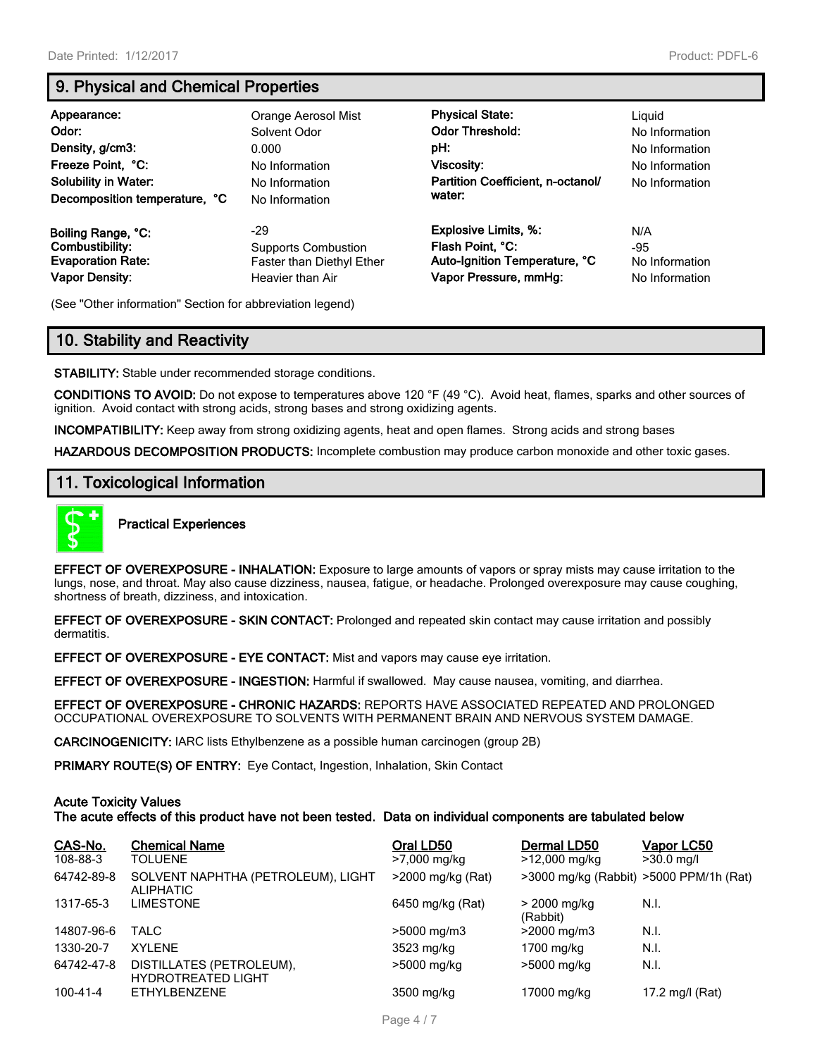## 9. Physical and Chemical Properties

| | | | |
|---|---|---|---|
| **Appearance:** | Orange Aerosol Mist | **Physical State:** | Liquid |
| **Odor:** | Solvent Odor | **Odor Threshold:** | No Information |
| **Density, g/cm3:** | 0.000 | **pH:** | No Information |
| **Freeze Point, °C:** | No Information | **Viscosity:** | No Information |
| **Solubility in Water:** | No Information | **Partition Coefficient, n-octanol/ water:** | No Information |
| **Decomposition temperature, °C** | No Information | | |
| **Boiling Range, °C:** | -29 | **Explosive Limits, %:** | N/A |
| **Combustibility:** | Supports Combustion | **Flash Point, °C:** | -95 |
| **Evaporation Rate:** | Faster than Diethyl Ether | **Auto-Ignition Temperature, °C** | No Information |
| **Vapor Density:** | Heavier than Air | **Vapor Pressure, mmHg:** | No Information |

(See "Other information" Section for abbreviation legend)

## 10. Stability and Reactivity

**STABILITY:** Stable under recommended storage conditions.

**CONDITIONS TO AVOID:** Do not expose to temperatures above 120 °F (49 °C). Avoid heat, flames, sparks and other sources of ignition. Avoid contact with strong acids, strong bases and strong oxidizing agents.

**INCOMPATIBILITY:** Keep away from strong oxidizing agents, heat and open flames. Strong acids and strong bases

**HAZARDOUS DECOMPOSITION PRODUCTS:** Incomplete combustion may produce carbon monoxide and other toxic gases.

## 11. Toxicological Information

**Practical Experiences**

**EFFECT OF OVEREXPOSURE - INHALATION:** Exposure to large amounts of vapors or spray mists may cause irritation to the lungs, nose, and throat. May also cause dizziness, nausea, fatigue, or headache. Prolonged overexposure may cause coughing, shortness of breath, dizziness, and intoxication.

**EFFECT OF OVEREXPOSURE - SKIN CONTACT:** Prolonged and repeated skin contact may cause irritation and possibly dermatitis.

**EFFECT OF OVEREXPOSURE - EYE CONTACT:** Mist and vapors may cause eye irritation.

**EFFECT OF OVEREXPOSURE - INGESTION:** Harmful if swallowed. May cause nausea, vomiting, and diarrhea.

**EFFECT OF OVEREXPOSURE - CHRONIC HAZARDS:** REPORTS HAVE ASSOCIATED REPEATED AND PROLONGED OCCUPATIONAL OVEREXPOSURE TO SOLVENTS WITH PERMANENT BRAIN AND NERVOUS SYSTEM DAMAGE.

**CARCINOGENICITY:** IARC lists Ethylbenzene as a possible human carcinogen (group 2B)

**PRIMARY ROUTE(S) OF ENTRY:** Eye Contact, Ingestion, Inhalation, Skin Contact

**Acute Toxicity Values**
**The acute effects of this product have not been tested. Data on individual components are tabulated below**

| CAS-No. | Chemical Name | Oral LD50 | Dermal LD50 | Vapor LC50 |
|---|---|---|---|---|
| 108-88-3 | TOLUENE | >7,000 mg/kg | >12,000 mg/kg | >30.0 mg/l |
| 64742-89-8 | SOLVENT NAPHTHA (PETROLEUM), LIGHT ALIPHATIC | >2000 mg/kg (Rat) | >3000 mg/kg (Rabbit) | >5000 PPM/1h (Rat) |
| 1317-65-3 | LIMESTONE | 6450 mg/kg (Rat) | > 2000 mg/kg (Rabbit) | N.I. |
| 14807-96-6 | TALC | >5000 mg/m3 | >2000 mg/m3 | N.I. |
| 1330-20-7 | XYLENE | 3523 mg/kg | 1700 mg/kg | N.I. |
| 64742-47-8 | DISTILLATES (PETROLEUM), HYDROTREATED LIGHT | >5000 mg/kg | >5000 mg/kg | N.I. |
| 100-41-4 | ETHYLBENZENE | 3500 mg/kg | 17000 mg/kg | 17.2 mg/l (Rat) |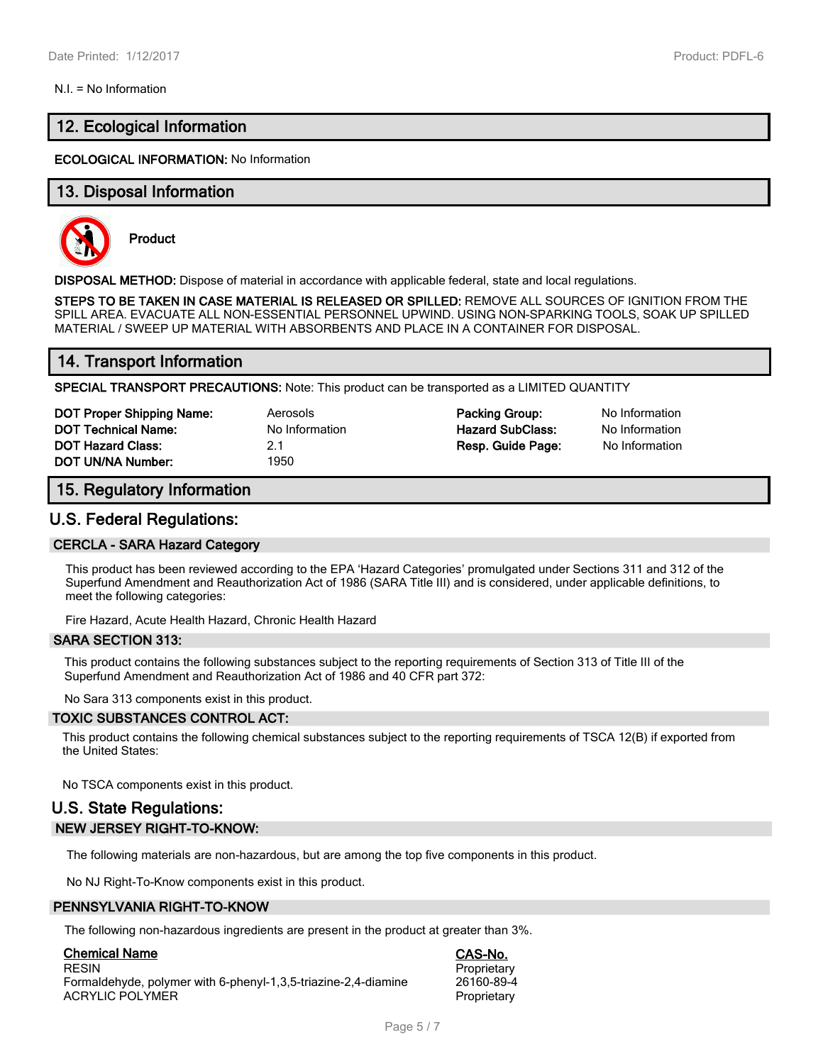N.I. = No Information

## 12. Ecological Information

**ECOLOGICAL INFORMATION:** No Information

## 13. Disposal Information

**Product**

**DISPOSAL METHOD:** Dispose of material in accordance with applicable federal, state and local regulations.

**STEPS TO BE TAKEN IN CASE MATERIAL IS RELEASED OR SPILLED:** REMOVE ALL SOURCES OF IGNITION FROM THE SPILL AREA. EVACUATE ALL NON-ESSENTIAL PERSONNEL UPWIND. USING NON-SPARKING TOOLS, SOAK UP SPILLED MATERIAL / SWEEP UP MATERIAL WITH ABSORBENTS AND PLACE IN A CONTAINER FOR DISPOSAL.

## 14. Transport Information

**SPECIAL TRANSPORT PRECAUTIONS:** Note: This product can be transported as a LIMITED QUANTITY

| | | | |
|---|---|---|---|
| **DOT Proper Shipping Name:** | Aerosols | **Packing Group:** | No Information |
| **DOT Technical Name:** | No Information | **Hazard SubClass:** | No Information |
| **DOT Hazard Class:** | 2.1 | **Resp. Guide Page:** | No Information |
| **DOT UN/NA Number:** | 1950 | | |

## 15. Regulatory Information

## U.S. Federal Regulations:

### CERCLA - SARA Hazard Category

This product has been reviewed according to the EPA 'Hazard Categories' promulgated under Sections 311 and 312 of the Superfund Amendment and Reauthorization Act of 1986 (SARA Title III) and is considered, under applicable definitions, to meet the following categories:

Fire Hazard, Acute Health Hazard, Chronic Health Hazard

### SARA SECTION 313:

This product contains the following substances subject to the reporting requirements of Section 313 of Title III of the Superfund Amendment and Reauthorization Act of 1986 and 40 CFR part 372:

No Sara 313 components exist in this product.

### TOXIC SUBSTANCES CONTROL ACT:

This product contains the following chemical substances subject to the reporting requirements of TSCA 12(B) if exported from the United States:

No TSCA components exist in this product.

## U.S. State Regulations:

### NEW JERSEY RIGHT-TO-KNOW:

The following materials are non-hazardous, but are among the top five components in this product.

No NJ Right-To-Know components exist in this product.

### PENNSYLVANIA RIGHT-TO-KNOW

The following non-hazardous ingredients are present in the product at greater than 3%.

| Chemical Name | CAS-No. |
|---|---|
| RESIN | Proprietary |
| Formaldehyde, polymer with 6-phenyl-1,3,5-triazine-2,4-diamine | 26160-89-4 |
| ACRYLIC POLYMER | Proprietary |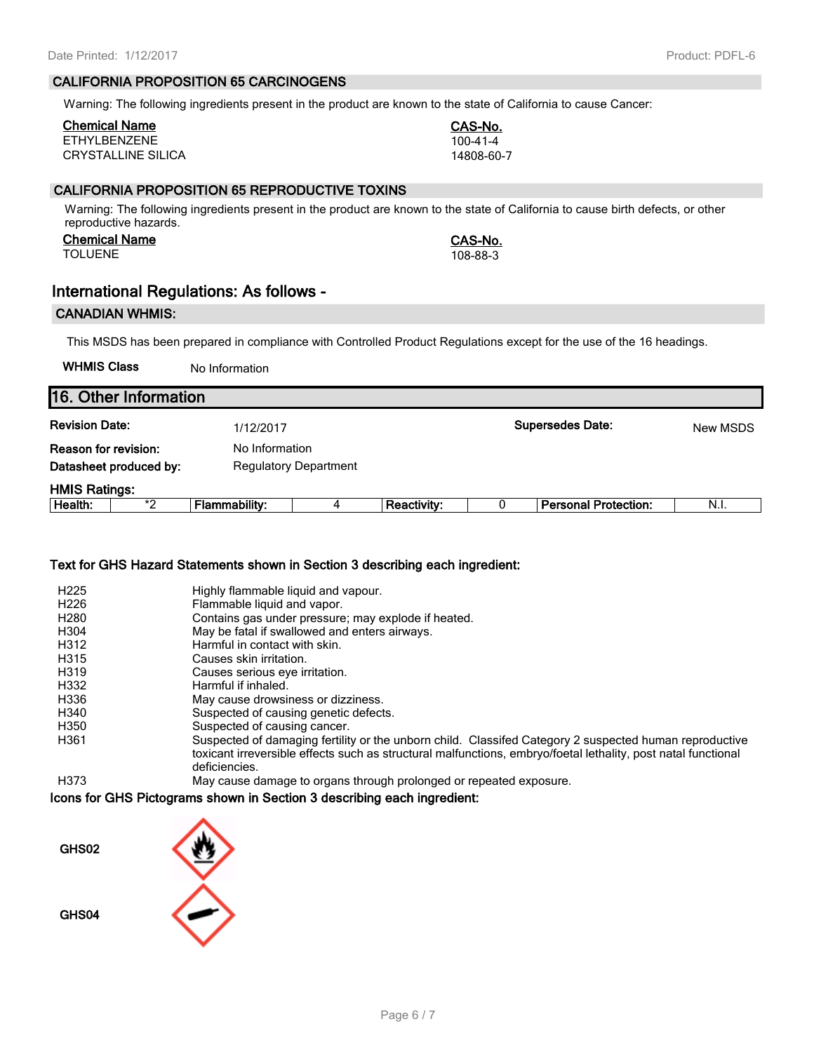### CALIFORNIA PROPOSITION 65 CARCINOGENS

Warning: The following ingredients present in the product are known to the state of California to cause Cancer:

| Chemical Name | CAS-No. |
|---|---|
| ETHYLBENZENE | 100-41-4 |
| CRYSTALLINE SILICA | 14808-60-7 |

### CALIFORNIA PROPOSITION 65 REPRODUCTIVE TOXINS

Warning: The following ingredients present in the product are known to the state of California to cause birth defects, or other reproductive hazards.

| Chemical Name | CAS-No. |
|---|---|
| TOLUENE | 108-88-3 |

## International Regulations: As follows -

### CANADIAN WHMIS:

This MSDS has been prepared in compliance with Controlled Product Regulations except for the use of the 16 headings.

**WHMIS Class** No Information

## 16. Other Information

**Revision Date:** 1/12/2017 **Supersedes Date:** New MSDS

**Reason for revision:** No Information

**Datasheet produced by:** Regulatory Department

**HMIS Ratings:**

| Health: | *2 | Flammability: | 4 | Reactivity: | 0 | Personal Protection: | N.I. |
|---|---|---|---|---|---|---|---|

**Text for GHS Hazard Statements shown in Section 3 describing each ingredient:**

| | |
|---|---|
| H225 | Highly flammable liquid and vapour. |
| H226 | Flammable liquid and vapor. |
| H280 | Contains gas under pressure; may explode if heated. |
| H304 | May be fatal if swallowed and enters airways. |
| H312 | Harmful in contact with skin. |
| H315 | Causes skin irritation. |
| H319 | Causes serious eye irritation. |
| H332 | Harmful if inhaled. |
| H336 | May cause drowsiness or dizziness. |
| H340 | Suspected of causing genetic defects. |
| H350 | Suspected of causing cancer. |
| H361 | Suspected of damaging fertility or the unborn child. Classifed Category 2 suspected human reproductive toxicant irreversible effects such as structural malfunctions, embryo/foetal lethality, post natal functional deficiencies. |
| H373 | May cause damage to organs through prolonged or repeated exposure. |

**Icons for GHS Pictograms shown in Section 3 describing each ingredient:**

GHS02

GHS04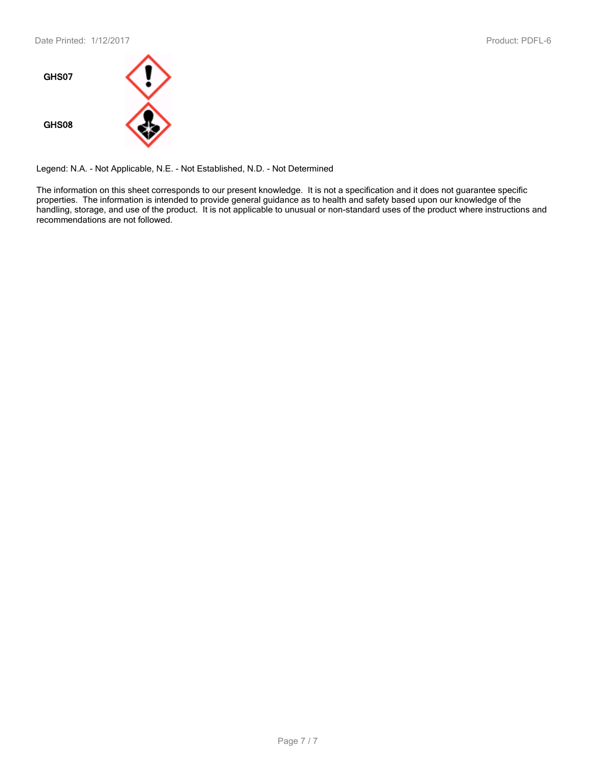**GHS07**

**GHS08**

Legend: N.A. - Not Applicable, N.E. - Not Established, N.D. - Not Determined

The information on this sheet corresponds to our present knowledge. It is not a specification and it does not guarantee specific properties. The information is intended to provide general guidance as to health and safety based upon our knowledge of the handling, storage, and use of the product. It is not applicable to unusual or non-standard uses of the product where instructions and recommendations are not followed.